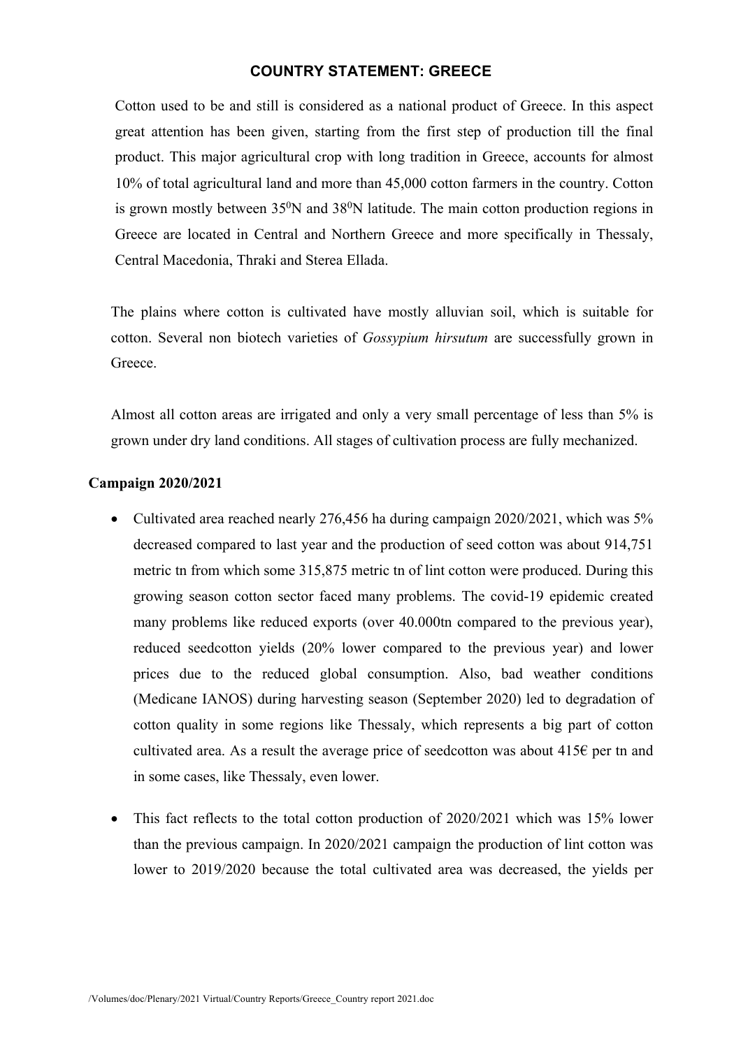# COUNTRY STATEMENT: GREECE

Cotton used to be and still is considered as a national product of Greece. In this aspect great attention has been given, starting from the first step of production till the final product. This major agricultural crop with long tradition in Greece, accounts for almost 10% of total agricultural land and more than 45,000 cotton farmers in the country. Cotton is grown mostly between $35^0$N and $38^0$N latitude. The main cotton production regions in Greece are located in Central and Northern Greece and more specifically in Thessaly, Central Macedonia, Thraki and Sterea Ellada.

The plains where cotton is cultivated have mostly alluvian soil, which is suitable for cotton. Several non biotech varieties of *Gossypium hirsutum* are successfully grown in Greece.

Almost all cotton areas are irrigated and only a very small percentage of less than 5% is grown under dry land conditions. All stages of cultivation process are fully mechanized.

**Campaign 2020/2021**

- Cultivated area reached nearly 276,456 ha during campaign 2020/2021, which was 5% decreased compared to last year and the production of seed cotton was about 914,751 metric tn from which some 315,875 metric tn of lint cotton were produced. During this growing season cotton sector faced many problems. The covid-19 epidemic created many problems like reduced exports (over 40.000tn compared to the previous year), reduced seedcotton yields (20% lower compared to the previous year) and lower prices due to the reduced global consumption. Also, bad weather conditions (Medicane IANOS) during harvesting season (September 2020) led to degradation of cotton quality in some regions like Thessaly, which represents a big part of cotton cultivated area. As a result the average price of seedcotton was about 415€ per tn and in some cases, like Thessaly, even lower.

- This fact reflects to the total cotton production of 2020/2021 which was 15% lower than the previous campaign. In 2020/2021 campaign the production of lint cotton was lower to 2019/2020 because the total cultivated area was decreased, the yields per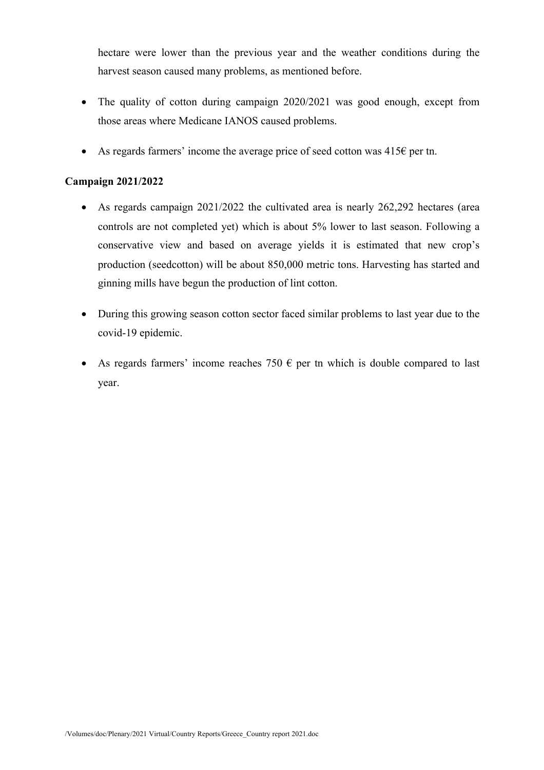hectare were lower than the previous year and the weather conditions during the harvest season caused many problems, as mentioned before.

- The quality of cotton during campaign 2020/2021 was good enough, except from those areas where Medicane IANOS caused problems.

- As regards farmers' income the average price of seed cotton was 415€ per tn.

**Campaign 2021/2022**

- As regards campaign 2021/2022 the cultivated area is nearly 262,292 hectares (area controls are not completed yet) which is about 5% lower to last season. Following a conservative view and based on average yields it is estimated that new crop's production (seedcotton) will be about 850,000 metric tons. Harvesting has started and ginning mills have begun the production of lint cotton.

- During this growing season cotton sector faced similar problems to last year due to the covid-19 epidemic.

- As regards farmers' income reaches 750 € per tn which is double compared to last year.